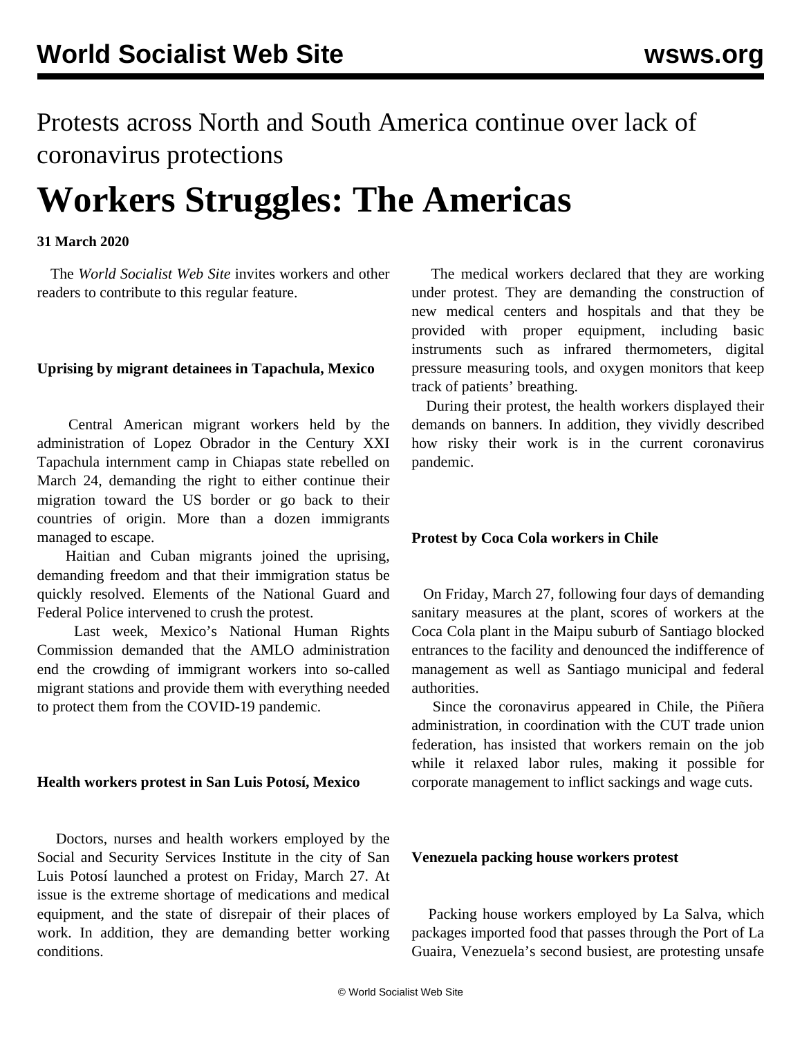Protests across North and South America continue over lack of coronavirus protections

# Workers Struggles: The Americas

**31 March 2020**

The *World Socialist Web Site* invites workers and other readers to contribute to this regular feature.

**Uprising by migrant detainees in Tapachula, Mexico**

Central American migrant workers held by the administration of Lopez Obrador in the Century XXI Tapachula internment camp in Chiapas state rebelled on March 24, demanding the right to either continue their migration toward the US border or go back to their countries of origin. More than a dozen immigrants managed to escape.

Haitian and Cuban migrants joined the uprising, demanding freedom and that their immigration status be quickly resolved. Elements of the National Guard and Federal Police intervened to crush the protest.

Last week, Mexico's National Human Rights Commission demanded that the AMLO administration end the crowding of immigrant workers into so-called migrant stations and provide them with everything needed to protect them from the COVID-19 pandemic.

**Health workers protest in San Luis Potosí, Mexico**

Doctors, nurses and health workers employed by the Social and Security Services Institute in the city of San Luis Potosí launched a protest on Friday, March 27. At issue is the extreme shortage of medications and medical equipment, and the state of disrepair of their places of work. In addition, they are demanding better working conditions.

The medical workers declared that they are working under protest. They are demanding the construction of new medical centers and hospitals and that they be provided with proper equipment, including basic instruments such as infrared thermometers, digital pressure measuring tools, and oxygen monitors that keep track of patients' breathing.

During their protest, the health workers displayed their demands on banners. In addition, they vividly described how risky their work is in the current coronavirus pandemic.

**Protest by Coca Cola workers in Chile**

On Friday, March 27, following four days of demanding sanitary measures at the plant, scores of workers at the Coca Cola plant in the Maipu suburb of Santiago blocked entrances to the facility and denounced the indifference of management as well as Santiago municipal and federal authorities.

Since the coronavirus appeared in Chile, the Piñera administration, in coordination with the CUT trade union federation, has insisted that workers remain on the job while it relaxed labor rules, making it possible for corporate management to inflict sackings and wage cuts.

**Venezuela packing house workers protest**

Packing house workers employed by La Salva, which packages imported food that passes through the Port of La Guaira, Venezuela's second busiest, are protesting unsafe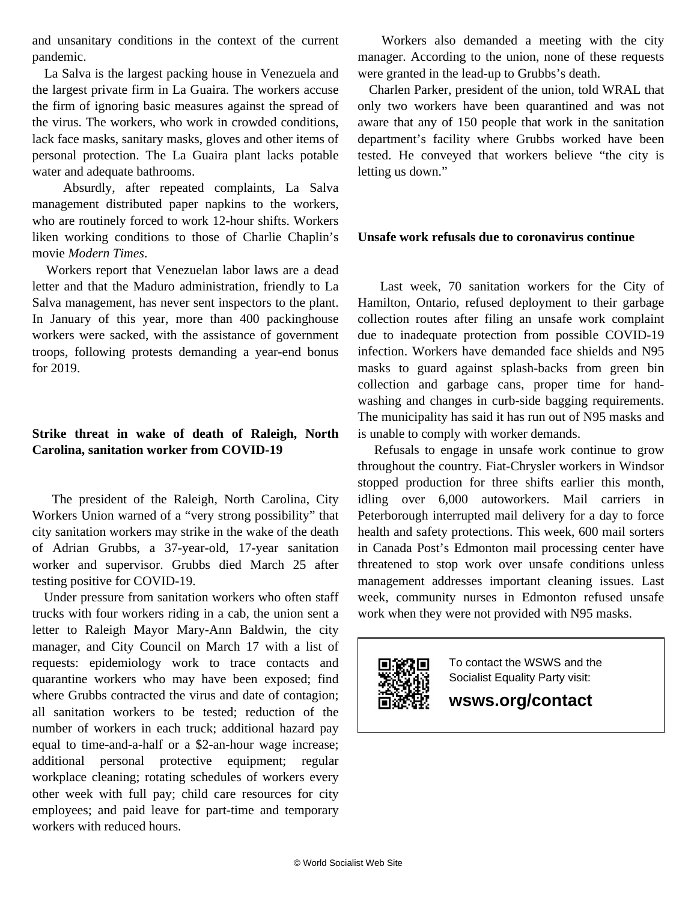and unsanitary conditions in the context of the current pandemic.

La Salva is the largest packing house in Venezuela and the largest private firm in La Guaira. The workers accuse the firm of ignoring basic measures against the spread of the virus. The workers, who work in crowded conditions, lack face masks, sanitary masks, gloves and other items of personal protection. The La Guaira plant lacks potable water and adequate bathrooms.

Absurdly, after repeated complaints, La Salva management distributed paper napkins to the workers, who are routinely forced to work 12-hour shifts. Workers liken working conditions to those of Charlie Chaplin's movie *Modern Times*.

Workers report that Venezuelan labor laws are a dead letter and that the Maduro administration, friendly to La Salva management, has never sent inspectors to the plant. In January of this year, more than 400 packinghouse workers were sacked, with the assistance of government troops, following protests demanding a year-end bonus for 2019.

**Strike threat in wake of death of Raleigh, North Carolina, sanitation worker from COVID-19**

The president of the Raleigh, North Carolina, City Workers Union warned of a "very strong possibility" that city sanitation workers may strike in the wake of the death of Adrian Grubbs, a 37-year-old, 17-year sanitation worker and supervisor. Grubbs died March 25 after testing positive for COVID-19.

Under pressure from sanitation workers who often staff trucks with four workers riding in a cab, the union sent a letter to Raleigh Mayor Mary-Ann Baldwin, the city manager, and City Council on March 17 with a list of requests: epidemiology work to trace contacts and quarantine workers who may have been exposed; find where Grubbs contracted the virus and date of contagion; all sanitation workers to be tested; reduction of the number of workers in each truck; additional hazard pay equal to time-and-a-half or a $2-an-hour wage increase; additional personal protective equipment; regular workplace cleaning; rotating schedules of workers every other week with full pay; child care resources for city employees; and paid leave for part-time and temporary workers with reduced hours.

Workers also demanded a meeting with the city manager. According to the union, none of these requests were granted in the lead-up to Grubbs's death.

Charlen Parker, president of the union, told WRAL that only two workers have been quarantined and was not aware that any of 150 people that work in the sanitation department's facility where Grubbs worked have been tested. He conveyed that workers believe "the city is letting us down."

**Unsafe work refusals due to coronavirus continue**

Last week, 70 sanitation workers for the City of Hamilton, Ontario, refused deployment to their garbage collection routes after filing an unsafe work complaint due to inadequate protection from possible COVID-19 infection. Workers have demanded face shields and N95 masks to guard against splash-backs from green bin collection and garbage cans, proper time for hand-washing and changes in curb-side bagging requirements. The municipality has said it has run out of N95 masks and is unable to comply with worker demands.

Refusals to engage in unsafe work continue to grow throughout the country. Fiat-Chrysler workers in Windsor stopped production for three shifts earlier this month, idling over 6,000 autoworkers. Mail carriers in Peterborough interrupted mail delivery for a day to force health and safety protections. This week, 600 mail sorters in Canada Post's Edmonton mail processing center have threatened to stop work over unsafe conditions unless management addresses important cleaning issues. Last week, community nurses in Edmonton refused unsafe work when they were not provided with N95 masks.

To contact the WSWS and the Socialist Equality Party visit:

**wsws.org/contact**